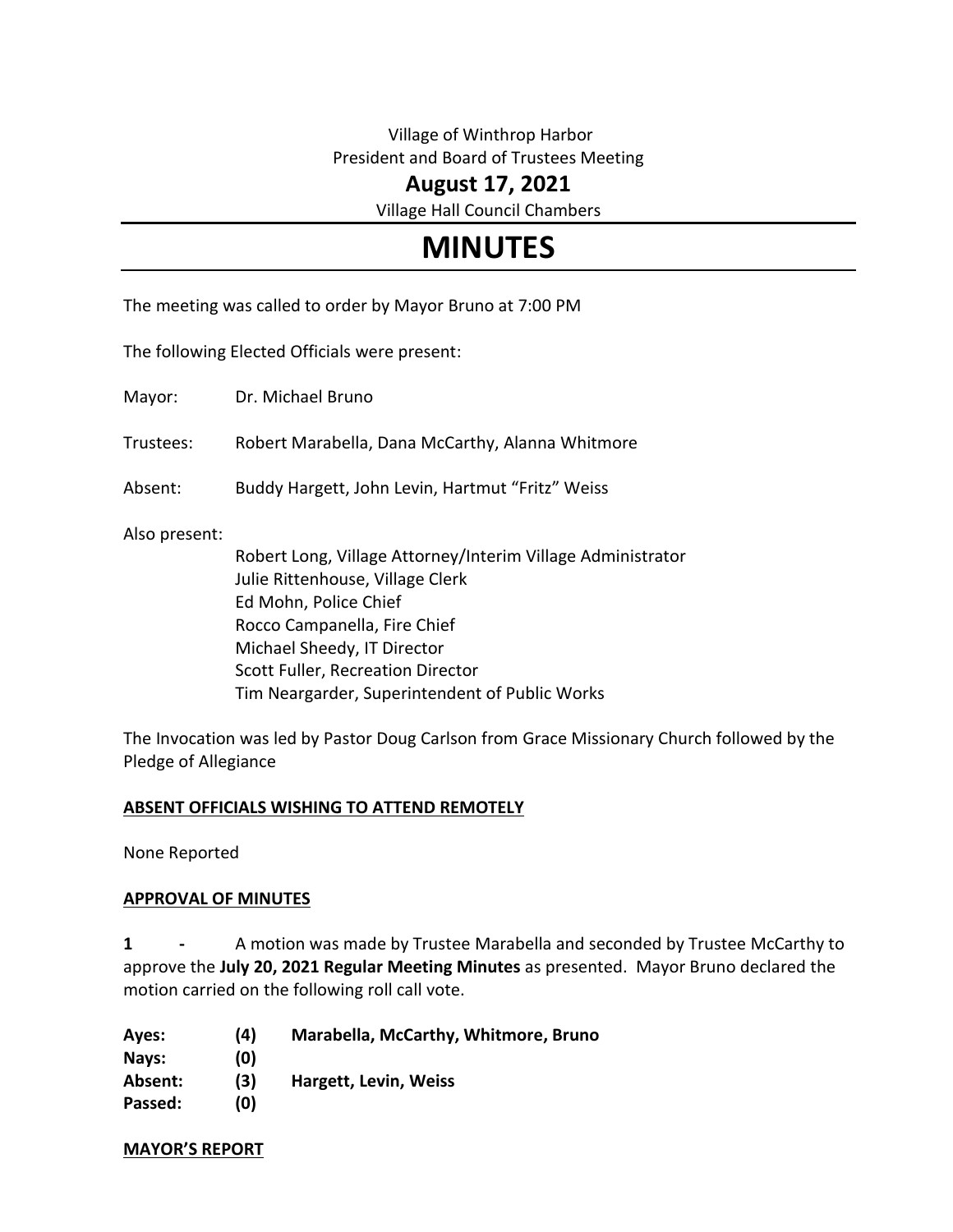Village of Winthrop Harbor
President and Board of Trustees Meeting

**August 17, 2021**

Village Hall Council Chambers

# MINUTES

The meeting was called to order by Mayor Bruno at 7:00 PM

The following Elected Officials were present:

Mayor: Dr. Michael Bruno

Trustees: Robert Marabella, Dana McCarthy, Alanna Whitmore

Absent: Buddy Hargett, John Levin, Hartmut "Fritz" Weiss

Also present:

Robert Long, Village Attorney/Interim Village Administrator
Julie Rittenhouse, Village Clerk
Ed Mohn, Police Chief
Rocco Campanella, Fire Chief
Michael Sheedy, IT Director
Scott Fuller, Recreation Director
Tim Neargarder, Superintendent of Public Works

The Invocation was led by Pastor Doug Carlson from Grace Missionary Church followed by the Pledge of Allegiance

**ABSENT OFFICIALS WISHING TO ATTEND REMOTELY**

None Reported

**APPROVAL OF MINUTES**

**1 -** A motion was made by Trustee Marabella and seconded by Trustee McCarthy to approve the **July 20, 2021 Regular Meeting Minutes** as presented. Mayor Bruno declared the motion carried on the following roll call vote.

| | | |
|---|---|---|
| **Ayes:** | **(4)** | **Marabella, McCarthy, Whitmore, Bruno** |
| **Nays:** | **(0)** | |
| **Absent:** | **(3)** | **Hargett, Levin, Weiss** |
| **Passed:** | **(0)** | |

**MAYOR'S REPORT**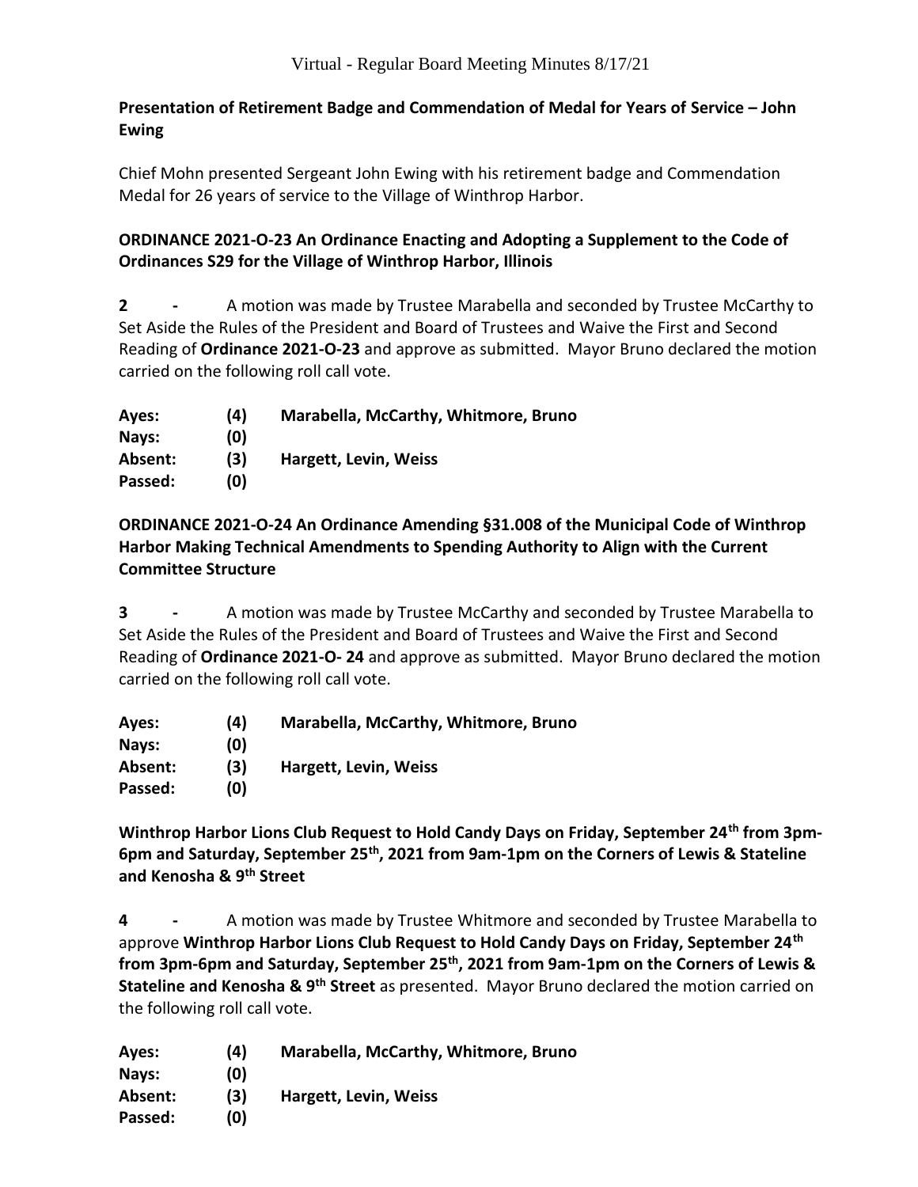**Presentation of Retirement Badge and Commendation of Medal for Years of Service – John Ewing**

Chief Mohn presented Sergeant John Ewing with his retirement badge and Commendation Medal for 26 years of service to the Village of Winthrop Harbor.

**ORDINANCE 2021-O-23 An Ordinance Enacting and Adopting a Supplement to the Code of Ordinances S29 for the Village of Winthrop Harbor, Illinois**

**2 -** A motion was made by Trustee Marabella and seconded by Trustee McCarthy to Set Aside the Rules of the President and Board of Trustees and Waive the First and Second Reading of **Ordinance 2021-O-23** and approve as submitted. Mayor Bruno declared the motion carried on the following roll call vote.

| | | |
|---|---|---|
| **Ayes:** | **(4)** | **Marabella, McCarthy, Whitmore, Bruno** |
| **Nays:** | **(0)** | |
| **Absent:** | **(3)** | **Hargett, Levin, Weiss** |
| **Passed:** | **(0)** | |

**ORDINANCE 2021-O-24 An Ordinance Amending §31.008 of the Municipal Code of Winthrop Harbor Making Technical Amendments to Spending Authority to Align with the Current Committee Structure**

**3 -** A motion was made by Trustee McCarthy and seconded by Trustee Marabella to Set Aside the Rules of the President and Board of Trustees and Waive the First and Second Reading of **Ordinance 2021-O- 24** and approve as submitted. Mayor Bruno declared the motion carried on the following roll call vote.

| | | |
|---|---|---|
| **Ayes:** | **(4)** | **Marabella, McCarthy, Whitmore, Bruno** |
| **Nays:** | **(0)** | |
| **Absent:** | **(3)** | **Hargett, Levin, Weiss** |
| **Passed:** | **(0)** | |

**Winthrop Harbor Lions Club Request to Hold Candy Days on Friday, September 24th from 3pm-6pm and Saturday, September 25th, 2021 from 9am-1pm on the Corners of Lewis & Stateline and Kenosha & 9th Street**

**4 -** A motion was made by Trustee Whitmore and seconded by Trustee Marabella to approve **Winthrop Harbor Lions Club Request to Hold Candy Days on Friday, September 24th from 3pm-6pm and Saturday, September 25th, 2021 from 9am-1pm on the Corners of Lewis & Stateline and Kenosha & 9th Street** as presented. Mayor Bruno declared the motion carried on the following roll call vote.

| | | |
|---|---|---|
| **Ayes:** | **(4)** | **Marabella, McCarthy, Whitmore, Bruno** |
| **Nays:** | **(0)** | |
| **Absent:** | **(3)** | **Hargett, Levin, Weiss** |
| **Passed:** | **(0)** | |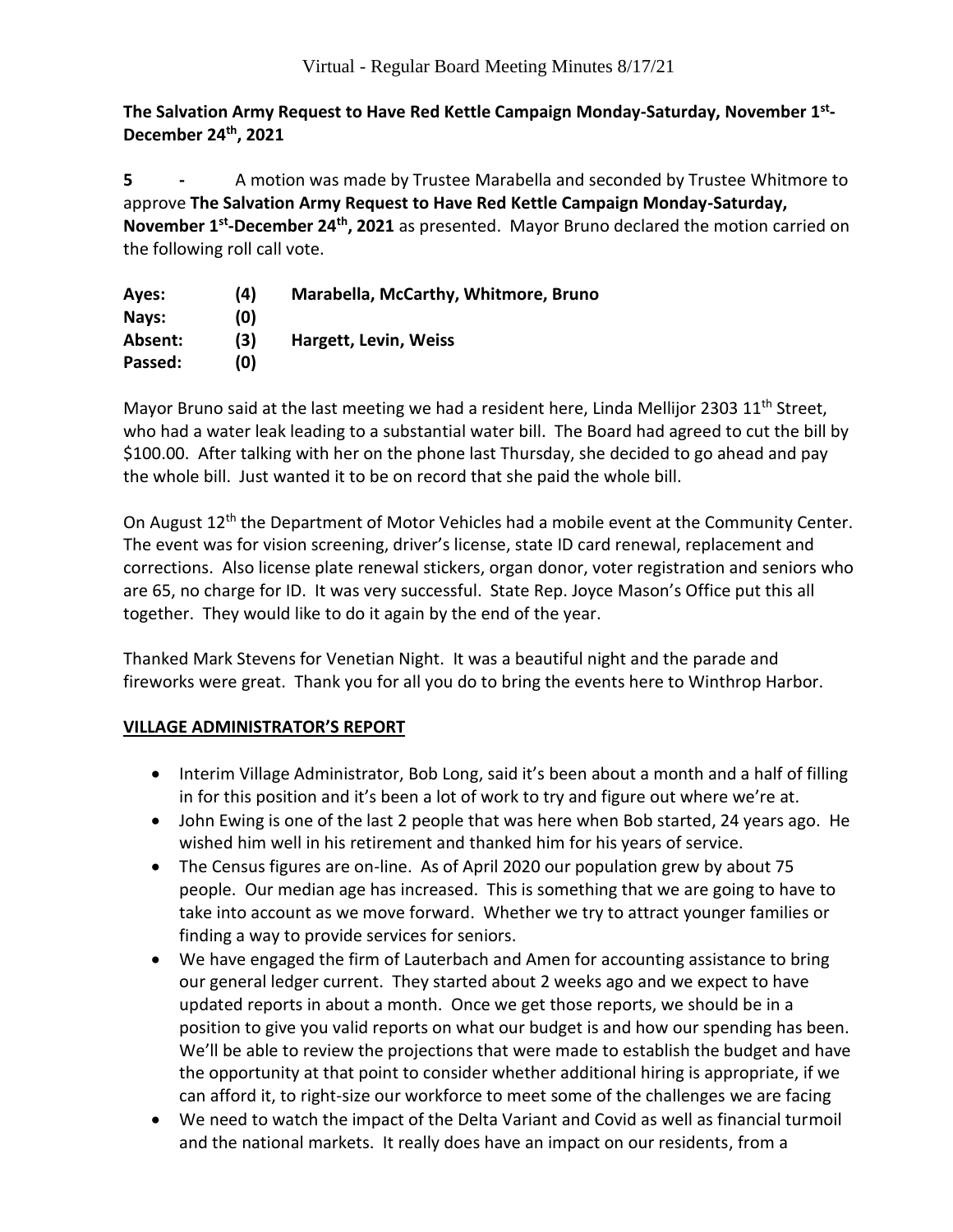**The Salvation Army Request to Have Red Kettle Campaign Monday-Saturday, November 1st-December 24th, 2021**

**5** **-** A motion was made by Trustee Marabella and seconded by Trustee Whitmore to approve **The Salvation Army Request to Have Red Kettle Campaign Monday-Saturday, November 1st-December 24th, 2021** as presented. Mayor Bruno declared the motion carried on the following roll call vote.

| | | |
|---|---|---|
| **Ayes:** | **(4)** | **Marabella, McCarthy, Whitmore, Bruno** |
| **Nays:** | **(0)** | |
| **Absent:** | **(3)** | **Hargett, Levin, Weiss** |
| **Passed:** | **(0)** | |

Mayor Bruno said at the last meeting we had a resident here, Linda Mellijor 2303 11th Street, who had a water leak leading to a substantial water bill. The Board had agreed to cut the bill by $100.00. After talking with her on the phone last Thursday, she decided to go ahead and pay the whole bill. Just wanted it to be on record that she paid the whole bill.

On August 12th the Department of Motor Vehicles had a mobile event at the Community Center. The event was for vision screening, driver's license, state ID card renewal, replacement and corrections. Also license plate renewal stickers, organ donor, voter registration and seniors who are 65, no charge for ID. It was very successful. State Rep. Joyce Mason's Office put this all together. They would like to do it again by the end of the year.

Thanked Mark Stevens for Venetian Night. It was a beautiful night and the parade and fireworks were great. Thank you for all you do to bring the events here to Winthrop Harbor.

## **VILLAGE ADMINISTRATOR'S REPORT**

- Interim Village Administrator, Bob Long, said it's been about a month and a half of filling in for this position and it's been a lot of work to try and figure out where we're at.
- John Ewing is one of the last 2 people that was here when Bob started, 24 years ago. He wished him well in his retirement and thanked him for his years of service.
- The Census figures are on-line. As of April 2020 our population grew by about 75 people. Our median age has increased. This is something that we are going to have to take into account as we move forward. Whether we try to attract younger families or finding a way to provide services for seniors.
- We have engaged the firm of Lauterbach and Amen for accounting assistance to bring our general ledger current. They started about 2 weeks ago and we expect to have updated reports in about a month. Once we get those reports, we should be in a position to give you valid reports on what our budget is and how our spending has been. We'll be able to review the projections that were made to establish the budget and have the opportunity at that point to consider whether additional hiring is appropriate, if we can afford it, to right-size our workforce to meet some of the challenges we are facing
- We need to watch the impact of the Delta Variant and Covid as well as financial turmoil and the national markets. It really does have an impact on our residents, from a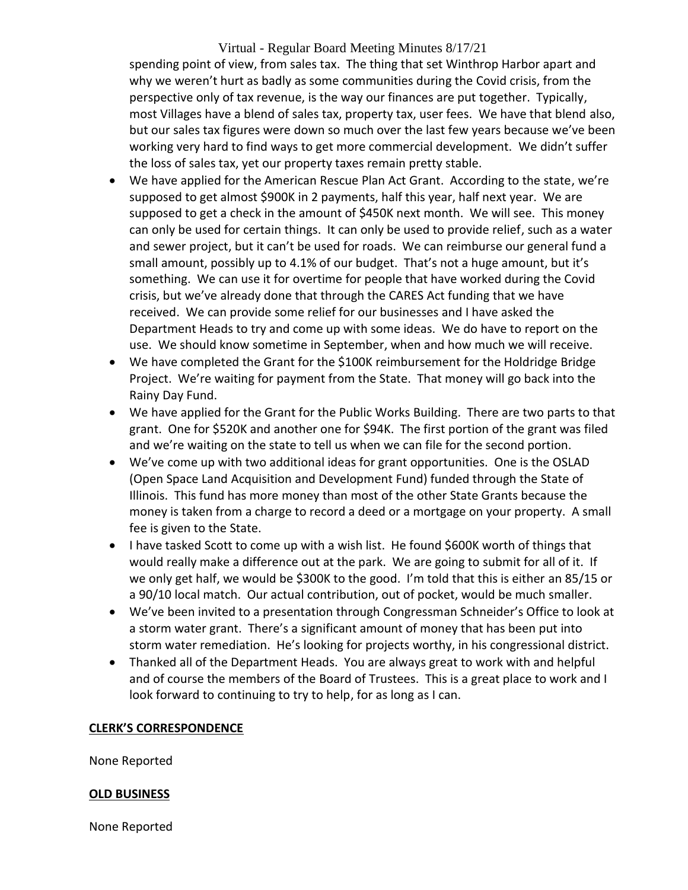spending point of view, from sales tax. The thing that set Winthrop Harbor apart and why we weren't hurt as badly as some communities during the Covid crisis, from the perspective only of tax revenue, is the way our finances are put together. Typically, most Villages have a blend of sales tax, property tax, user fees. We have that blend also, but our sales tax figures were down so much over the last few years because we've been working very hard to find ways to get more commercial development. We didn't suffer the loss of sales tax, yet our property taxes remain pretty stable.

- We have applied for the American Rescue Plan Act Grant. According to the state, we're supposed to get almost $900K in 2 payments, half this year, half next year. We are supposed to get a check in the amount of $450K next month. We will see. This money can only be used for certain things. It can only be used to provide relief, such as a water and sewer project, but it can't be used for roads. We can reimburse our general fund a small amount, possibly up to 4.1% of our budget. That's not a huge amount, but it's something. We can use it for overtime for people that have worked during the Covid crisis, but we've already done that through the CARES Act funding that we have received. We can provide some relief for our businesses and I have asked the Department Heads to try and come up with some ideas. We do have to report on the use. We should know sometime in September, when and how much we will receive.
- We have completed the Grant for the $100K reimbursement for the Holdridge Bridge Project. We're waiting for payment from the State. That money will go back into the Rainy Day Fund.
- We have applied for the Grant for the Public Works Building. There are two parts to that grant. One for $520K and another one for $94K. The first portion of the grant was filed and we're waiting on the state to tell us when we can file for the second portion.
- We've come up with two additional ideas for grant opportunities. One is the OSLAD (Open Space Land Acquisition and Development Fund) funded through the State of Illinois. This fund has more money than most of the other State Grants because the money is taken from a charge to record a deed or a mortgage on your property. A small fee is given to the State.
- I have tasked Scott to come up with a wish list. He found $600K worth of things that would really make a difference out at the park. We are going to submit for all of it. If we only get half, we would be $300K to the good. I'm told that this is either an 85/15 or a 90/10 local match. Our actual contribution, out of pocket, would be much smaller.
- We've been invited to a presentation through Congressman Schneider's Office to look at a storm water grant. There's a significant amount of money that has been put into storm water remediation. He's looking for projects worthy, in his congressional district.
- Thanked all of the Department Heads. You are always great to work with and helpful and of course the members of the Board of Trustees. This is a great place to work and I look forward to continuing to try to help, for as long as I can.

**CLERK'S CORRESPONDENCE**

None Reported

**OLD BUSINESS**

None Reported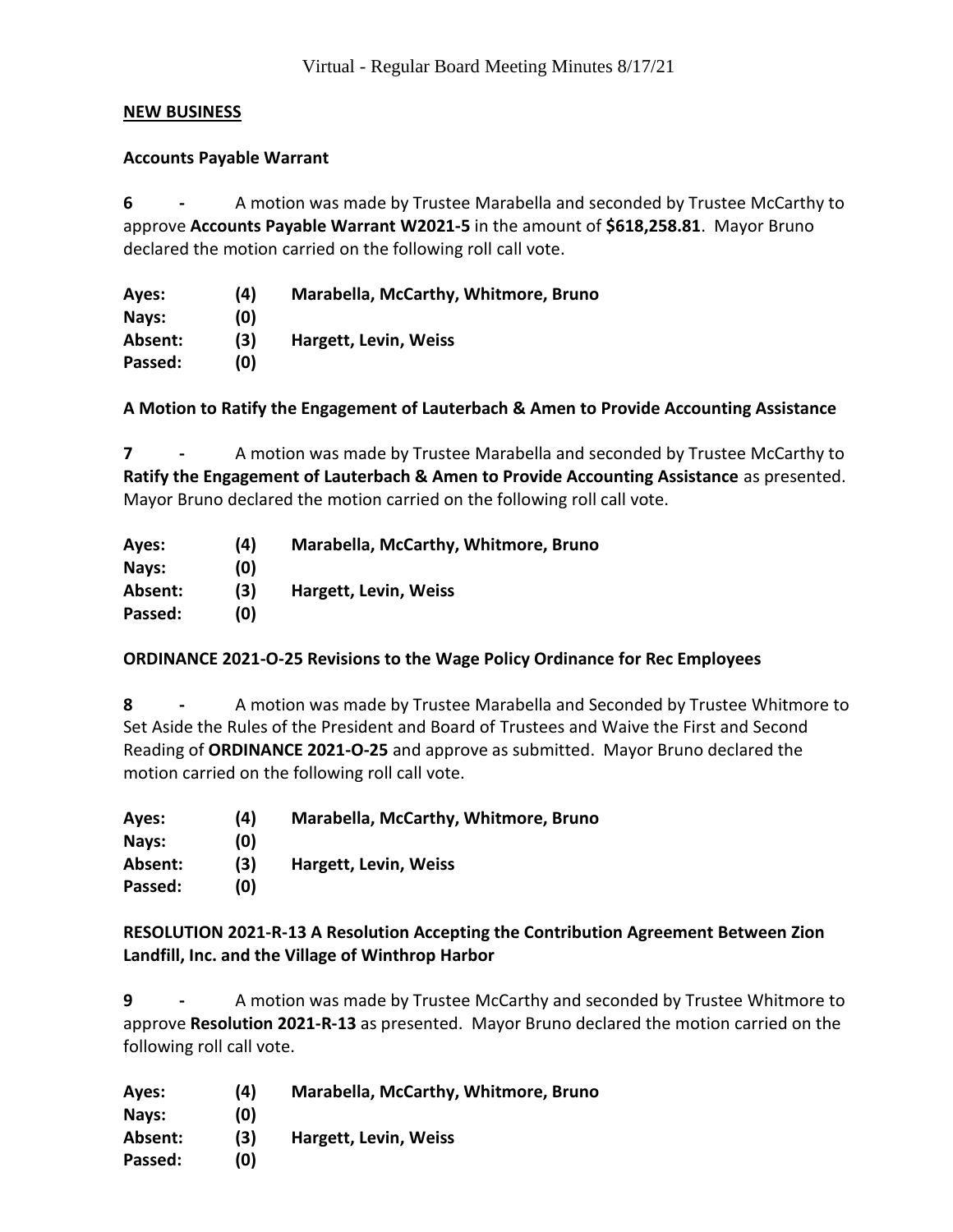## NEW BUSINESS

### Accounts Payable Warrant

**6 -** A motion was made by Trustee Marabella and seconded by Trustee McCarthy to approve **Accounts Payable Warrant W2021-5** in the amount of **$618,258.81**. Mayor Bruno declared the motion carried on the following roll call vote.

| | | |
|---|---|---|
| **Ayes:** | **(4)** | **Marabella, McCarthy, Whitmore, Bruno** |
| **Nays:** | **(0)** | |
| **Absent:** | **(3)** | **Hargett, Levin, Weiss** |
| **Passed:** | **(0)** | |

### A Motion to Ratify the Engagement of Lauterbach & Amen to Provide Accounting Assistance

**7 -** A motion was made by Trustee Marabella and seconded by Trustee McCarthy to **Ratify the Engagement of Lauterbach & Amen to Provide Accounting Assistance** as presented. Mayor Bruno declared the motion carried on the following roll call vote.

| | | |
|---|---|---|
| **Ayes:** | **(4)** | **Marabella, McCarthy, Whitmore, Bruno** |
| **Nays:** | **(0)** | |
| **Absent:** | **(3)** | **Hargett, Levin, Weiss** |
| **Passed:** | **(0)** | |

### ORDINANCE 2021-O-25 Revisions to the Wage Policy Ordinance for Rec Employees

**8 -** A motion was made by Trustee Marabella and Seconded by Trustee Whitmore to Set Aside the Rules of the President and Board of Trustees and Waive the First and Second Reading of **ORDINANCE 2021-O-25** and approve as submitted. Mayor Bruno declared the motion carried on the following roll call vote.

| | | |
|---|---|---|
| **Ayes:** | **(4)** | **Marabella, McCarthy, Whitmore, Bruno** |
| **Nays:** | **(0)** | |
| **Absent:** | **(3)** | **Hargett, Levin, Weiss** |
| **Passed:** | **(0)** | |

### RESOLUTION 2021-R-13 A Resolution Accepting the Contribution Agreement Between Zion Landfill, Inc. and the Village of Winthrop Harbor

**9 -** A motion was made by Trustee McCarthy and seconded by Trustee Whitmore to approve **Resolution 2021-R-13** as presented. Mayor Bruno declared the motion carried on the following roll call vote.

| | | |
|---|---|---|
| **Ayes:** | **(4)** | **Marabella, McCarthy, Whitmore, Bruno** |
| **Nays:** | **(0)** | |
| **Absent:** | **(3)** | **Hargett, Levin, Weiss** |
| **Passed:** | **(0)** | |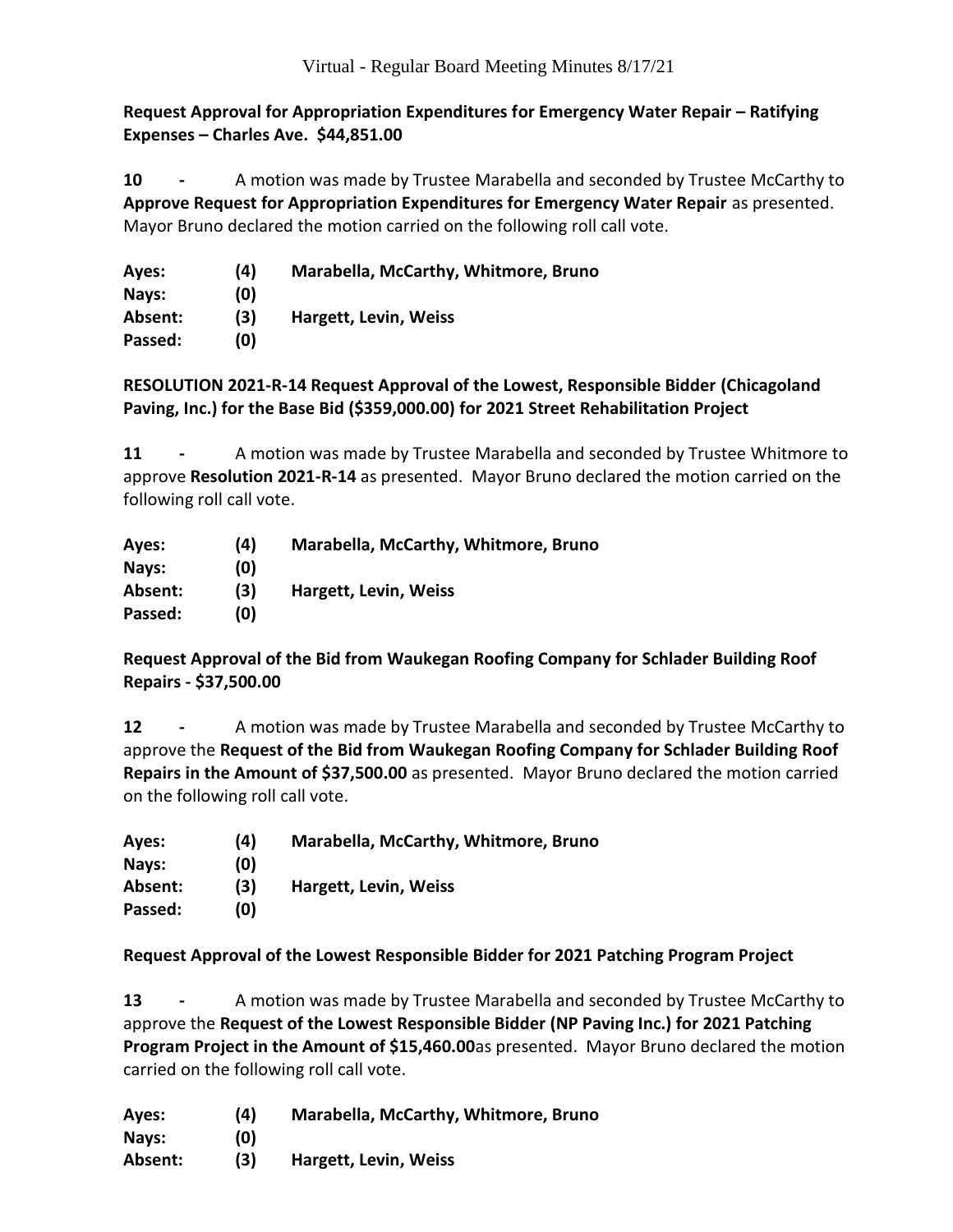**Request Approval for Appropriation Expenditures for Emergency Water Repair – Ratifying Expenses – Charles Ave. $44,851.00**

**10 -** A motion was made by Trustee Marabella and seconded by Trustee McCarthy to **Approve Request for Appropriation Expenditures for Emergency Water Repair** as presented. Mayor Bruno declared the motion carried on the following roll call vote.

| | | |
|---|---|---|
| **Ayes:** | **(4)** | **Marabella, McCarthy, Whitmore, Bruno** |
| **Nays:** | **(0)** | |
| **Absent:** | **(3)** | **Hargett, Levin, Weiss** |
| **Passed:** | **(0)** | |

**RESOLUTION 2021-R-14 Request Approval of the Lowest, Responsible Bidder (Chicagoland Paving, Inc.) for the Base Bid ($359,000.00) for 2021 Street Rehabilitation Project**

**11 -** A motion was made by Trustee Marabella and seconded by Trustee Whitmore to approve **Resolution 2021-R-14** as presented. Mayor Bruno declared the motion carried on the following roll call vote.

| | | |
|---|---|---|
| **Ayes:** | **(4)** | **Marabella, McCarthy, Whitmore, Bruno** |
| **Nays:** | **(0)** | |
| **Absent:** | **(3)** | **Hargett, Levin, Weiss** |
| **Passed:** | **(0)** | |

**Request Approval of the Bid from Waukegan Roofing Company for Schlader Building Roof Repairs - $37,500.00**

**12 -** A motion was made by Trustee Marabella and seconded by Trustee McCarthy to approve the **Request of the Bid from Waukegan Roofing Company for Schlader Building Roof Repairs in the Amount of $37,500.00** as presented. Mayor Bruno declared the motion carried on the following roll call vote.

| | | |
|---|---|---|
| **Ayes:** | **(4)** | **Marabella, McCarthy, Whitmore, Bruno** |
| **Nays:** | **(0)** | |
| **Absent:** | **(3)** | **Hargett, Levin, Weiss** |
| **Passed:** | **(0)** | |

**Request Approval of the Lowest Responsible Bidder for 2021 Patching Program Project**

**13 -** A motion was made by Trustee Marabella and seconded by Trustee McCarthy to approve the **Request of the Lowest Responsible Bidder (NP Paving Inc.) for 2021 Patching Program Project in the Amount of $15,460.00**as presented. Mayor Bruno declared the motion carried on the following roll call vote.

| | | |
|---|---|---|
| **Ayes:** | **(4)** | **Marabella, McCarthy, Whitmore, Bruno** |
| **Nays:** | **(0)** | |
| **Absent:** | **(3)** | **Hargett, Levin, Weiss** |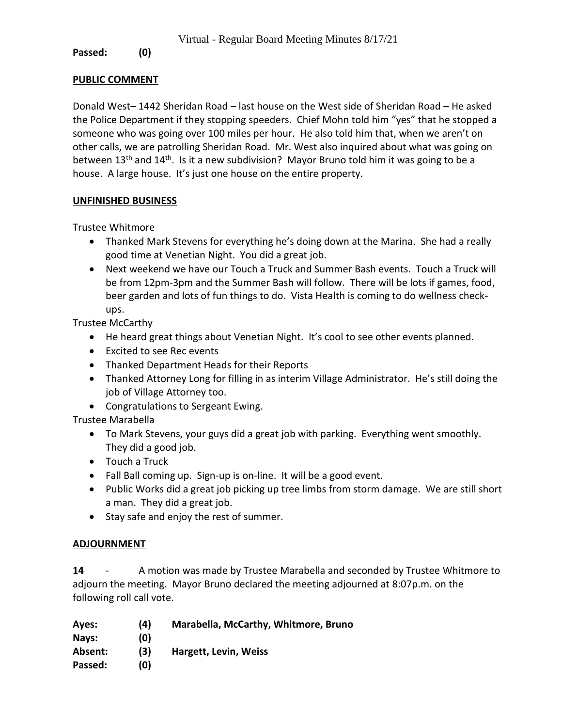**Passed: (0)**

## PUBLIC COMMENT

Donald West– 1442 Sheridan Road – last house on the West side of Sheridan Road – He asked the Police Department if they stopping speeders. Chief Mohn told him "yes" that he stopped a someone who was going over 100 miles per hour. He also told him that, when we aren't on other calls, we are patrolling Sheridan Road. Mr. West also inquired about what was going on between 13th and 14th. Is it a new subdivision? Mayor Bruno told him it was going to be a house. A large house. It's just one house on the entire property.

## UNFINISHED BUSINESS

Trustee Whitmore

- Thanked Mark Stevens for everything he's doing down at the Marina. She had a really good time at Venetian Night. You did a great job.
- Next weekend we have our Touch a Truck and Summer Bash events. Touch a Truck will be from 12pm-3pm and the Summer Bash will follow. There will be lots if games, food, beer garden and lots of fun things to do. Vista Health is coming to do wellness check-ups.

Trustee McCarthy

- He heard great things about Venetian Night. It's cool to see other events planned.
- Excited to see Rec events
- Thanked Department Heads for their Reports
- Thanked Attorney Long for filling in as interim Village Administrator. He's still doing the job of Village Attorney too.
- Congratulations to Sergeant Ewing.

Trustee Marabella

- To Mark Stevens, your guys did a great job with parking. Everything went smoothly. They did a good job.
- Touch a Truck
- Fall Ball coming up. Sign-up is on-line. It will be a good event.
- Public Works did a great job picking up tree limbs from storm damage. We are still short a man. They did a great job.
- Stay safe and enjoy the rest of summer.

## ADJOURNMENT

**14** - A motion was made by Trustee Marabella and seconded by Trustee Whitmore to adjourn the meeting. Mayor Bruno declared the meeting adjourned at 8:07p.m. on the following roll call vote.

| | | |
|---|---|---|
| **Ayes:** | **(4)** | **Marabella, McCarthy, Whitmore, Bruno** |
| **Nays:** | **(0)** | |
| **Absent:** | **(3)** | **Hargett, Levin, Weiss** |
| **Passed:** | **(0)** | |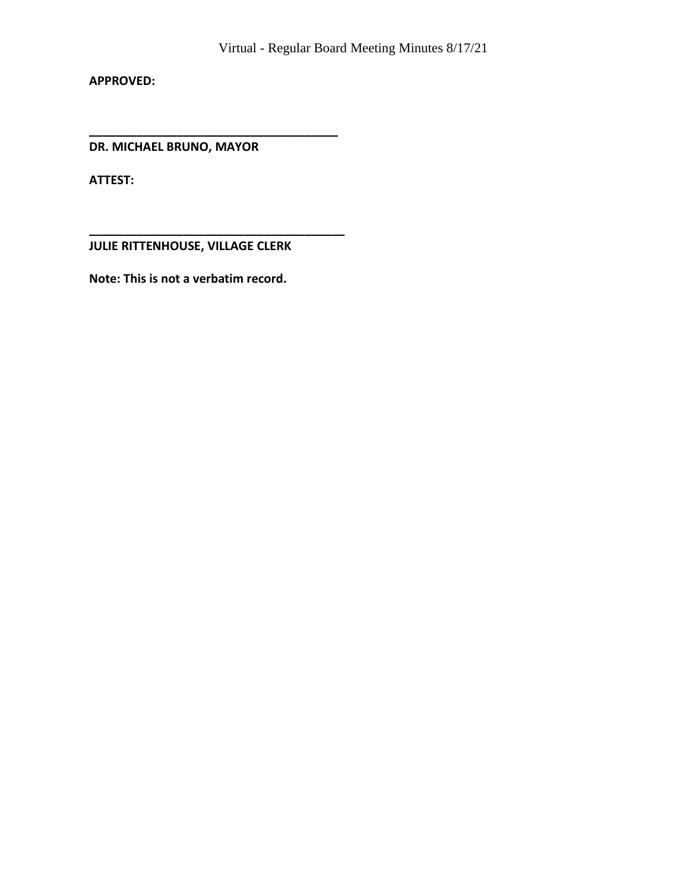**APPROVED:**

**\_\_\_\_\_\_\_\_\_\_\_\_\_\_\_\_\_\_\_\_\_\_\_\_\_\_\_\_\_\_\_\_\_\_\_\_\_\_\_**
**DR. MICHAEL BRUNO, MAYOR**

**ATTEST:**

**\_\_\_\_\_\_\_\_\_\_\_\_\_\_\_\_\_\_\_\_\_\_\_\_\_\_\_\_\_\_\_\_\_\_\_\_\_\_\_\_**
**JULIE RITTENHOUSE, VILLAGE CLERK**

**Note: This is not a verbatim record.**